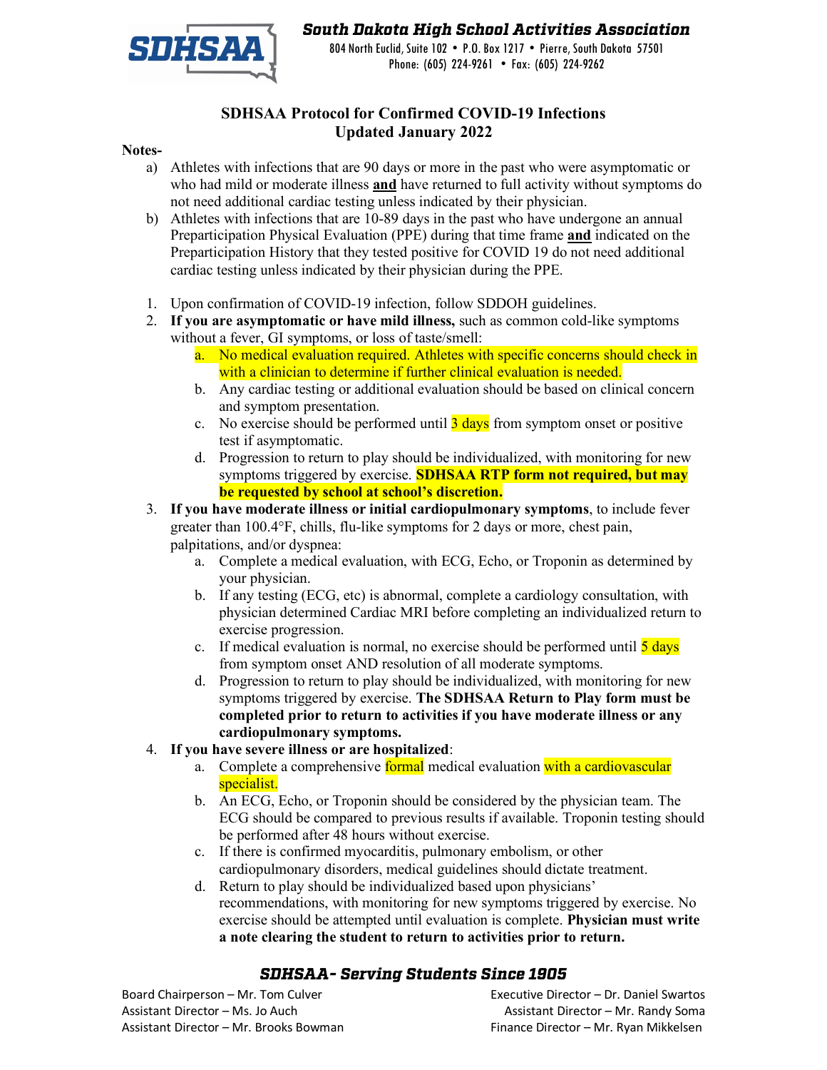**South Dakota High School Activities Association**

804 North Euclid, Suite 102 • P.O. Box 1217 • Pierre, South Dakota 57501
Phone: (605) 224-9261 • Fax: (605) 224-9262

# SDHSAA Protocol for Confirmed COVID-19 Infections
## Updated January 2022

**Notes-**

a) Athletes with infections that are 90 days or more in the past who were asymptomatic or who had mild or moderate illness **and** have returned to full activity without symptoms do not need additional cardiac testing unless indicated by their physician.

b) Athletes with infections that are 10-89 days in the past who have undergone an annual Preparticipation Physical Evaluation (PPE) during that time frame **and** indicated on the Preparticipation History that they tested positive for COVID 19 do not need additional cardiac testing unless indicated by their physician during the PPE.

1. Upon confirmation of COVID-19 infection, follow SDDOH guidelines.
2. **If you are asymptomatic or have mild illness,** such as common cold-like symptoms without a fever, GI symptoms, or loss of taste/smell:
   a. No medical evaluation required. Athletes with specific concerns should check in with a clinician to determine if further clinical evaluation is needed.
   b. Any cardiac testing or additional evaluation should be based on clinical concern and symptom presentation.
   c. No exercise should be performed until 3 days from symptom onset or positive test if asymptomatic.
   d. Progression to return to play should be individualized, with monitoring for new symptoms triggered by exercise. **SDHSAA RTP form not required, but may be requested by school at school's discretion.**
3. **If you have moderate illness or initial cardiopulmonary symptoms**, to include fever greater than 100.4°F, chills, flu-like symptoms for 2 days or more, chest pain, palpitations, and/or dyspnea:
   a. Complete a medical evaluation, with ECG, Echo, or Troponin as determined by your physician.
   b. If any testing (ECG, etc) is abnormal, complete a cardiology consultation, with physician determined Cardiac MRI before completing an individualized return to exercise progression.
   c. If medical evaluation is normal, no exercise should be performed until 5 days from symptom onset AND resolution of all moderate symptoms.
   d. Progression to return to play should be individualized, with monitoring for new symptoms triggered by exercise. **The SDHSAA Return to Play form must be completed prior to return to activities if you have moderate illness or any cardiopulmonary symptoms.**
4. **If you have severe illness or are hospitalized**:
   a. Complete a comprehensive formal medical evaluation with a cardiovascular specialist.
   b. An ECG, Echo, or Troponin should be considered by the physician team. The ECG should be compared to previous results if available. Troponin testing should be performed after 48 hours without exercise.
   c. If there is confirmed myocarditis, pulmonary embolism, or other cardiopulmonary disorders, medical guidelines should dictate treatment.
   d. Return to play should be individualized based upon physicians' recommendations, with monitoring for new symptoms triggered by exercise. No exercise should be attempted until evaluation is complete. **Physician must write a note clearing the student to return to activities prior to return.**

**SDHSAA- Serving Students Since 1905**

Board Chairperson – Mr. Tom Culver
Assistant Director – Ms. Jo Auch
Assistant Director – Mr. Brooks Bowman

Executive Director – Dr. Daniel Swartos
Assistant Director – Mr. Randy Soma
Finance Director – Mr. Ryan Mikkelsen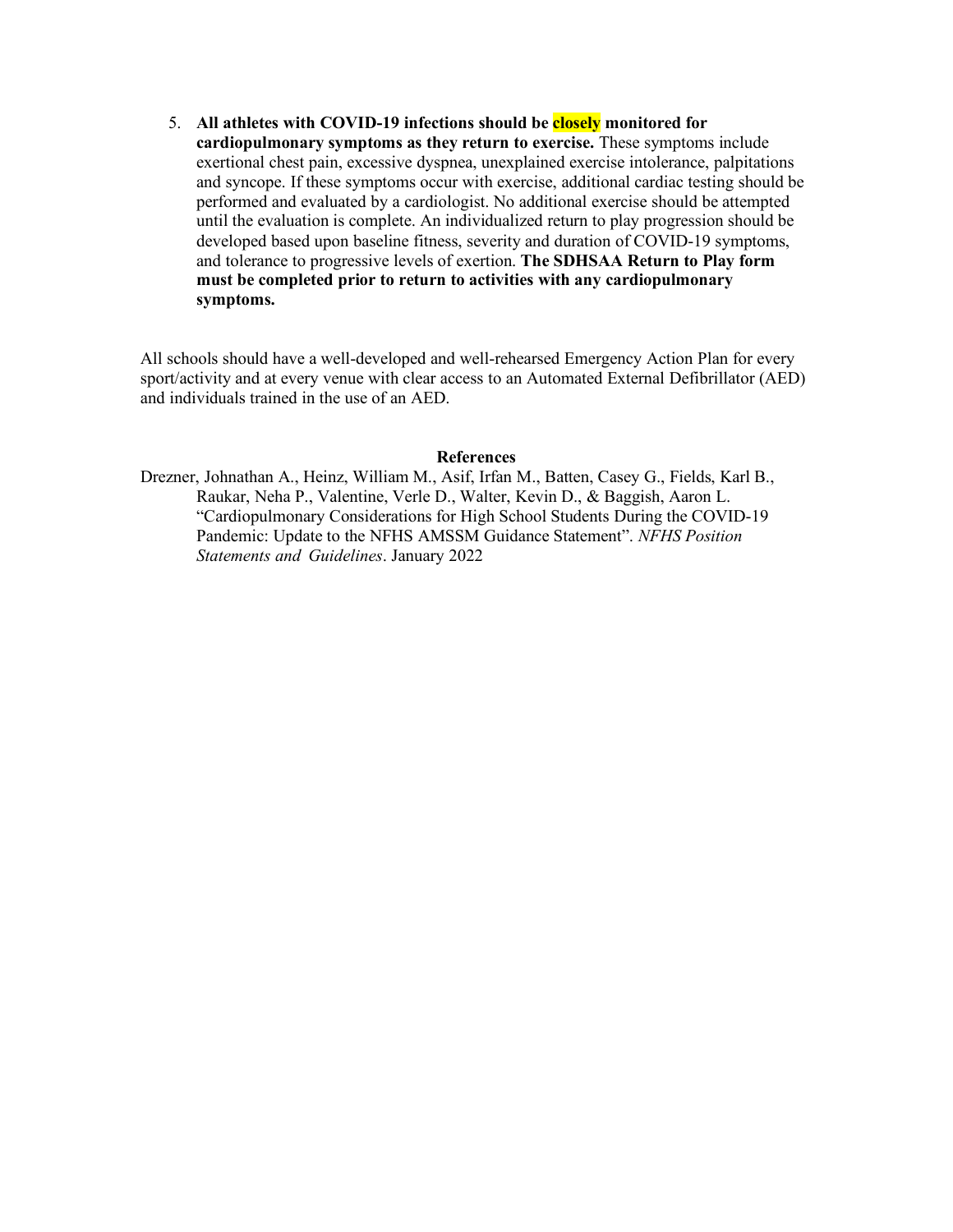5. **All athletes with COVID-19 infections should be closely monitored for cardiopulmonary symptoms as they return to exercise.** These symptoms include exertional chest pain, excessive dyspnea, unexplained exercise intolerance, palpitations and syncope. If these symptoms occur with exercise, additional cardiac testing should be performed and evaluated by a cardiologist. No additional exercise should be attempted until the evaluation is complete. An individualized return to play progression should be developed based upon baseline fitness, severity and duration of COVID-19 symptoms, and tolerance to progressive levels of exertion. **The SDHSAA Return to Play form must be completed prior to return to activities with any cardiopulmonary symptoms.**

All schools should have a well-developed and well-rehearsed Emergency Action Plan for every sport/activity and at every venue with clear access to an Automated External Defibrillator (AED) and individuals trained in the use of an AED.

**References**

Drezner, Johnathan A., Heinz, William M., Asif, Irfan M., Batten, Casey G., Fields, Karl B., Raukar, Neha P., Valentine, Verle D., Walter, Kevin D., & Baggish, Aaron L. "Cardiopulmonary Considerations for High School Students During the COVID-19 Pandemic: Update to the NFHS AMSSM Guidance Statement". *NFHS Position Statements and Guidelines*. January 2022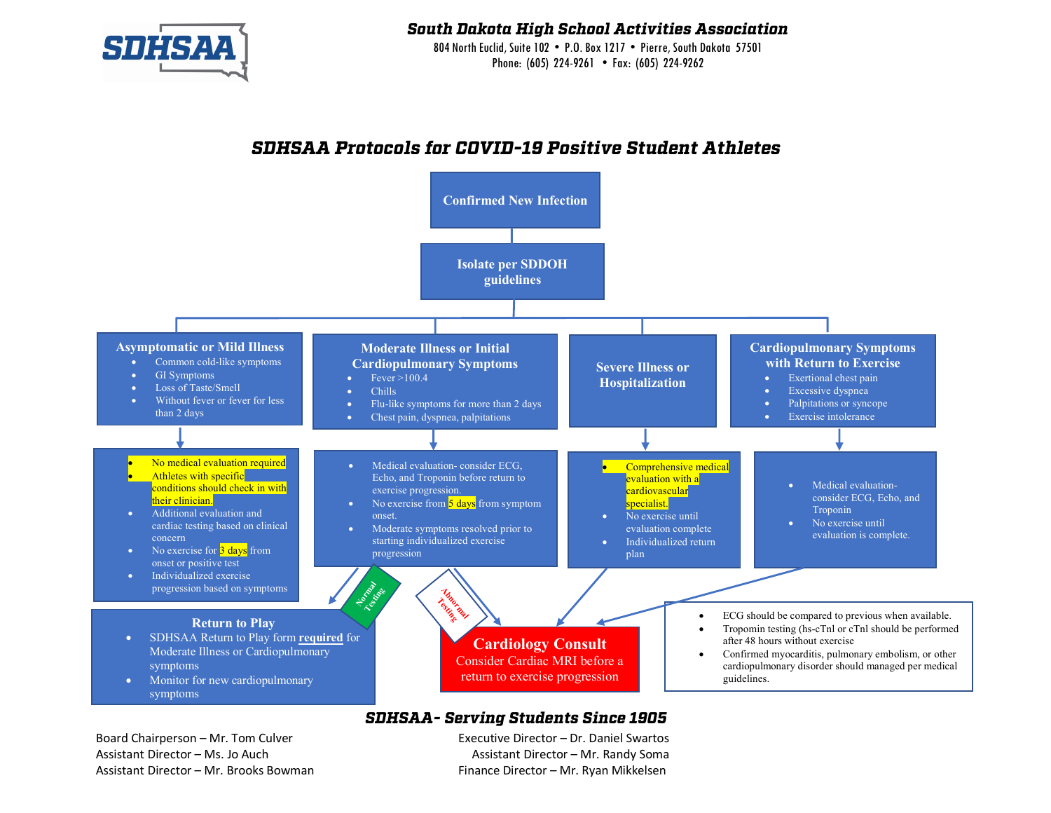# South Dakota High School Activities Association

804 North Euclid, Suite 102 • P.O. Box 1217 • Pierre, South Dakota 57501
Phone: (605) 224-9261 • Fax: (605) 224-9262

## SDHSAA Protocols for COVID-19 Positive Student Athletes

**Confirmed New Infection**

**Isolate per SDDOH guidelines**

### Asymptomatic or Mild Illness
- Common cold-like symptoms
- GI Symptoms
- Loss of Taste/Smell
- Without fever or fever for less than 2 days

→
- No medical evaluation required
- Athletes with specific conditions should check in with their clinician.
- Additional evaluation and cardiac testing based on clinical concern
- No exercise for 3 days from onset or positive test
- Individualized exercise progression based on symptoms

### Moderate Illness or Initial Cardiopulmonary Symptoms
- Fever >100.4
- Chills
- Flu-like symptoms for more than 2 days
- Chest pain, dyspnea, palpitations

→
- Medical evaluation- consider ECG, Echo, and Troponin before return to exercise progression.
- No exercise from 5 days from symptom onset.
- Moderate symptoms resolved prior to starting individualized exercise progression

Normal Testing → Return to Play

Abnormal Testing → Cardiology Consult

### Severe Illness or Hospitalization

→
- Comprehensive medical evaluation with a cardiovascular specialist.
- No exercise until evaluation complete
- Individualized return plan

→ Cardiology Consult

### Cardiopulmonary Symptoms with Return to Exercise
- Exertional chest pain
- Excessive dyspnea
- Palpitations or syncope
- Exercise intolerance

→
- Medical evaluation- consider ECG, Echo, and Troponin
- No exercise until evaluation is complete.

→ Cardiology Consult

### Return to Play
- SDHSAA Return to Play form **required** for Moderate Illness or Cardiopulmonary symptoms
- Monitor for new cardiopulmonary symptoms

### Cardiology Consult
Consider Cardiac MRI before a return to exercise progression

- ECG should be compared to previous when available.
- Tropomin testing (hs-cTnl or cTnl should be performed after 48 hours without exercise
- Confirmed myocarditis, pulmonary embolism, or other cardiopulmonary disorder should managed per medical guidelines.

**SDHSAA- Serving Students Since 1905**

Board Chairperson – Mr. Tom Culver
Assistant Director – Ms. Jo Auch
Assistant Director – Mr. Brooks Bowman

Executive Director – Dr. Daniel Swartos
Assistant Director – Mr. Randy Soma
Finance Director – Mr. Ryan Mikkelsen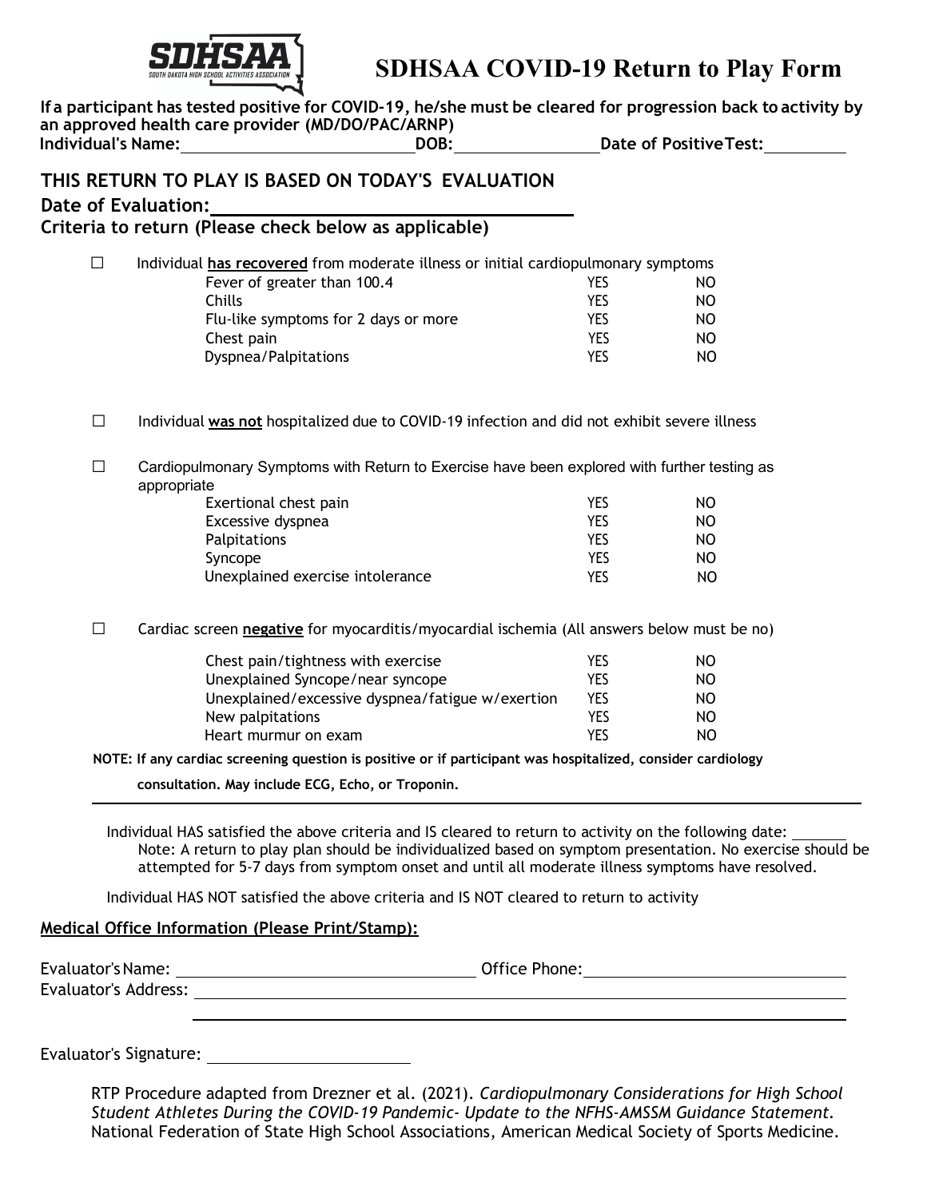**SDHSAA**

# SDHSAA COVID-19 Return to Play Form

**If a participant has tested positive for COVID-19, he/she must be cleared for progression back to activity by an approved health care provider (MD/DO/PAC/ARNP)**

**Individual's Name:** ______________________ **DOB:** ______________ **Date of Positive Test:** __________

## THIS RETURN TO PLAY IS BASED ON TODAY'S EVALUATION

**Date of Evaluation:** ______________________________

**Criteria to return (Please check below as applicable)**

☐ Individual **has recovered** from moderate illness or initial cardiopulmonary symptoms

| | | |
|---|---|---|
| Fever of greater than 100.4 | YES | NO |
| Chills | YES | NO |
| Flu-like symptoms for 2 days or more | YES | NO |
| Chest pain | YES | NO |
| Dyspnea/Palpitations | YES | NO |

☐ Individual **was not** hospitalized due to COVID-19 infection and did not exhibit severe illness

☐ Cardiopulmonary Symptoms with Return to Exercise have been explored with further testing as appropriate

| | | |
|---|---|---|
| Exertional chest pain | YES | NO |
| Excessive dyspnea | YES | NO |
| Palpitations | YES | NO |
| Syncope | YES | NO |
| Unexplained exercise intolerance | YES | NO |

☐ Cardiac screen **negative** for myocarditis/myocardial ischemia (All answers below must be no)

| | | |
|---|---|---|
| Chest pain/tightness with exercise | YES | NO |
| Unexplained Syncope/near syncope | YES | NO |
| Unexplained/excessive dyspnea/fatigue w/exertion | YES | NO |
| New palpitations | YES | NO |
| Heart murmur on exam | YES | NO |

**NOTE: If any cardiac screening question is positive or if participant was hospitalized, consider cardiology consultation. May include ECG, Echo, or Troponin.**

---

Individual HAS satisfied the above criteria and IS cleared to return to activity on the following date: ______
Note: A return to play plan should be individualized based on symptom presentation. No exercise should be attempted for 5-7 days from symptom onset and until all moderate illness symptoms have resolved.

Individual HAS NOT satisfied the above criteria and IS NOT cleared to return to activity

**Medical Office Information (Please Print/Stamp):**

Evaluator's Name: ______________________ Office Phone: ______________________

Evaluator's Address: ____________________________________________

____________________________________________

Evaluator's Signature: ____________________

RTP Procedure adapted from Drezner et al. (2021). *Cardiopulmonary Considerations for High School Student Athletes During the COVID-19 Pandemic- Update to the NFHS-AMSSM Guidance Statement.* National Federation of State High School Associations, American Medical Society of Sports Medicine.